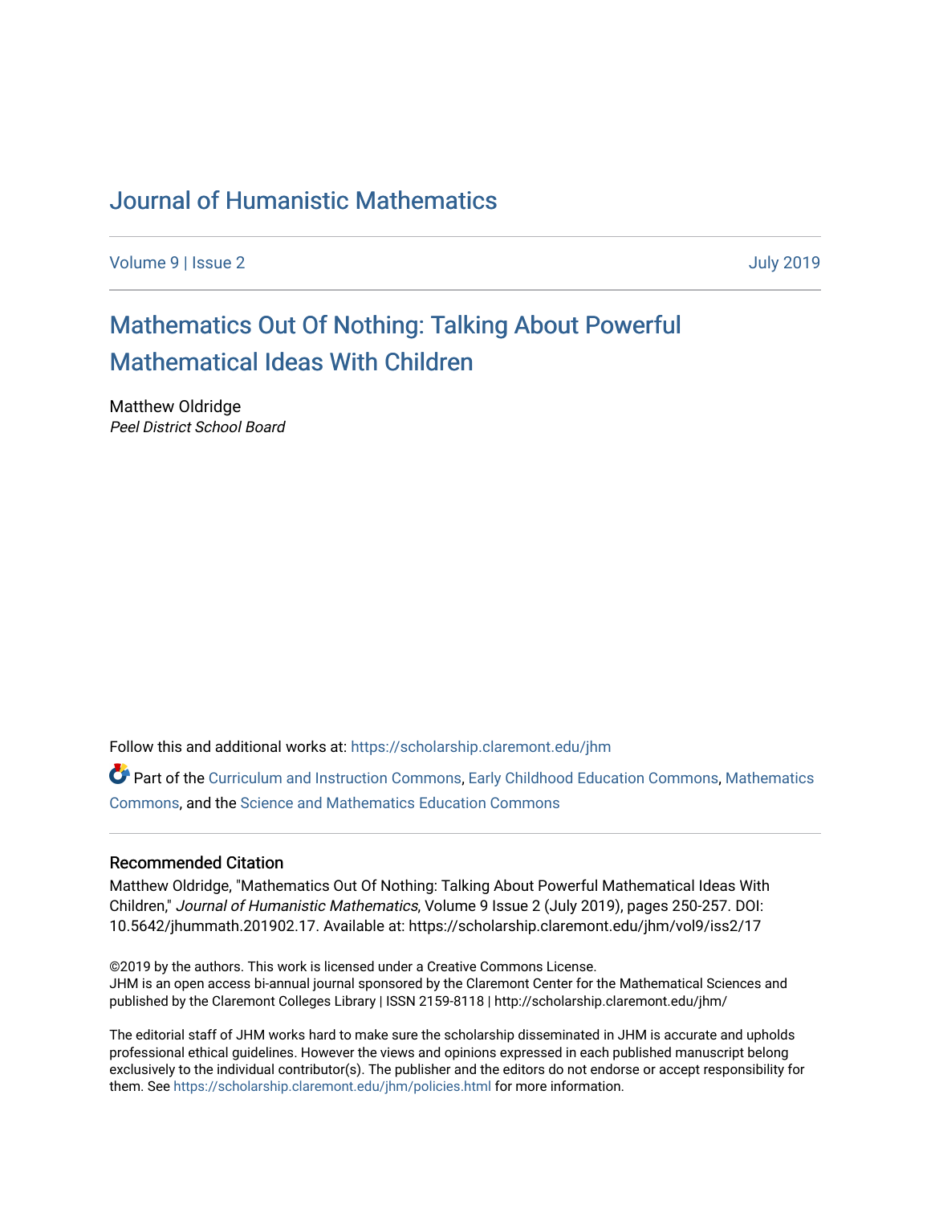# Journal of Humanistic Mathematics

Volume 9 | Issue 2 July 2019

## Mathematics Out Of Nothing: Talking About Powerful Mathematical Ideas With Children

Matthew Oldridge
*Peel District School Board*

Follow this and additional works at: https://scholarship.claremont.edu/jhm

Part of the Curriculum and Instruction Commons, Early Childhood Education Commons, Mathematics Commons, and the Science and Mathematics Education Commons

### Recommended Citation

Matthew Oldridge, "Mathematics Out Of Nothing: Talking About Powerful Mathematical Ideas With Children," *Journal of Humanistic Mathematics*, Volume 9 Issue 2 (July 2019), pages 250-257. DOI: 10.5642/jhummath.201902.17. Available at: https://scholarship.claremont.edu/jhm/vol9/iss2/17

©2019 by the authors. This work is licensed under a Creative Commons License.
JHM is an open access bi-annual journal sponsored by the Claremont Center for the Mathematical Sciences and published by the Claremont Colleges Library | ISSN 2159-8118 | http://scholarship.claremont.edu/jhm/

The editorial staff of JHM works hard to make sure the scholarship disseminated in JHM is accurate and upholds professional ethical guidelines. However the views and opinions expressed in each published manuscript belong exclusively to the individual contributor(s). The publisher and the editors do not endorse or accept responsibility for them. See https://scholarship.claremont.edu/jhm/policies.html for more information.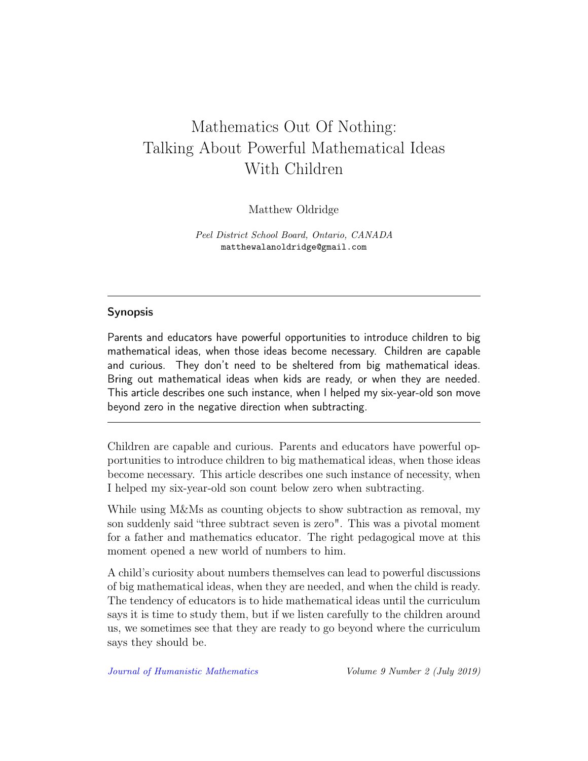# Mathematics Out Of Nothing: Talking About Powerful Mathematical Ideas With Children

Matthew Oldridge

*Peel District School Board, Ontario, CANADA*
matthewalanoldridge@gmail.com

---

## Synopsis

Parents and educators have powerful opportunities to introduce children to big mathematical ideas, when those ideas become necessary. Children are capable and curious. They don't need to be sheltered from big mathematical ideas. Bring out mathematical ideas when kids are ready, or when they are needed. This article describes one such instance, when I helped my six-year-old son move beyond zero in the negative direction when subtracting.

---

Children are capable and curious. Parents and educators have powerful opportunities to introduce children to big mathematical ideas, when those ideas become necessary. This article describes one such instance of necessity, when I helped my six-year-old son count below zero when subtracting.

While using M&Ms as counting objects to show subtraction as removal, my son suddenly said "three subtract seven is zero". This was a pivotal moment for a father and mathematics educator. The right pedagogical move at this moment opened a new world of numbers to him.

A child's curiosity about numbers themselves can lead to powerful discussions of big mathematical ideas, when they are needed, and when the child is ready. The tendency of educators is to hide mathematical ideas until the curriculum says it is time to study them, but if we listen carefully to the children around us, we sometimes see that they are ready to go beyond where the curriculum says they should be.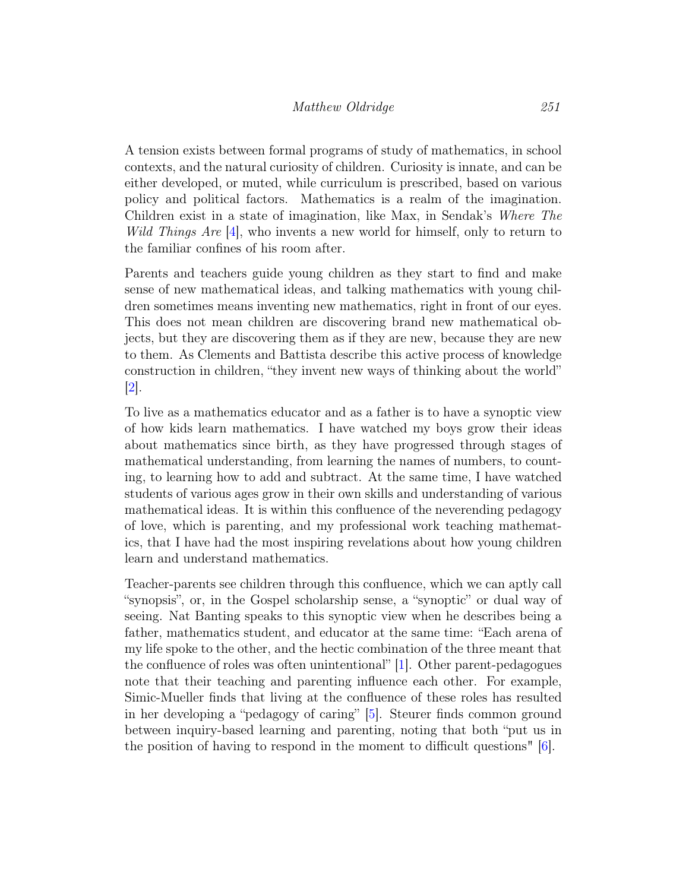A tension exists between formal programs of study of mathematics, in school contexts, and the natural curiosity of children. Curiosity is innate, and can be either developed, or muted, while curriculum is prescribed, based on various policy and political factors. Mathematics is a realm of the imagination. Children exist in a state of imagination, like Max, in Sendak's *Where The Wild Things Are* [4], who invents a new world for himself, only to return to the familiar confines of his room after.

Parents and teachers guide young children as they start to find and make sense of new mathematical ideas, and talking mathematics with young children sometimes means inventing new mathematics, right in front of our eyes. This does not mean children are discovering brand new mathematical objects, but they are discovering them as if they are new, because they are new to them. As Clements and Battista describe this active process of knowledge construction in children, "they invent new ways of thinking about the world" [2].

To live as a mathematics educator and as a father is to have a synoptic view of how kids learn mathematics. I have watched my boys grow their ideas about mathematics since birth, as they have progressed through stages of mathematical understanding, from learning the names of numbers, to counting, to learning how to add and subtract. At the same time, I have watched students of various ages grow in their own skills and understanding of various mathematical ideas. It is within this confluence of the neverending pedagogy of love, which is parenting, and my professional work teaching mathematics, that I have had the most inspiring revelations about how young children learn and understand mathematics.

Teacher-parents see children through this confluence, which we can aptly call "synopsis", or, in the Gospel scholarship sense, a "synoptic" or dual way of seeing. Nat Banting speaks to this synoptic view when he describes being a father, mathematics student, and educator at the same time: "Each arena of my life spoke to the other, and the hectic combination of the three meant that the confluence of roles was often unintentional" [1]. Other parent-pedagogues note that their teaching and parenting influence each other. For example, Simic-Mueller finds that living at the confluence of these roles has resulted in her developing a "pedagogy of caring" [5]. Steurer finds common ground between inquiry-based learning and parenting, noting that both "put us in the position of having to respond in the moment to difficult questions" [6].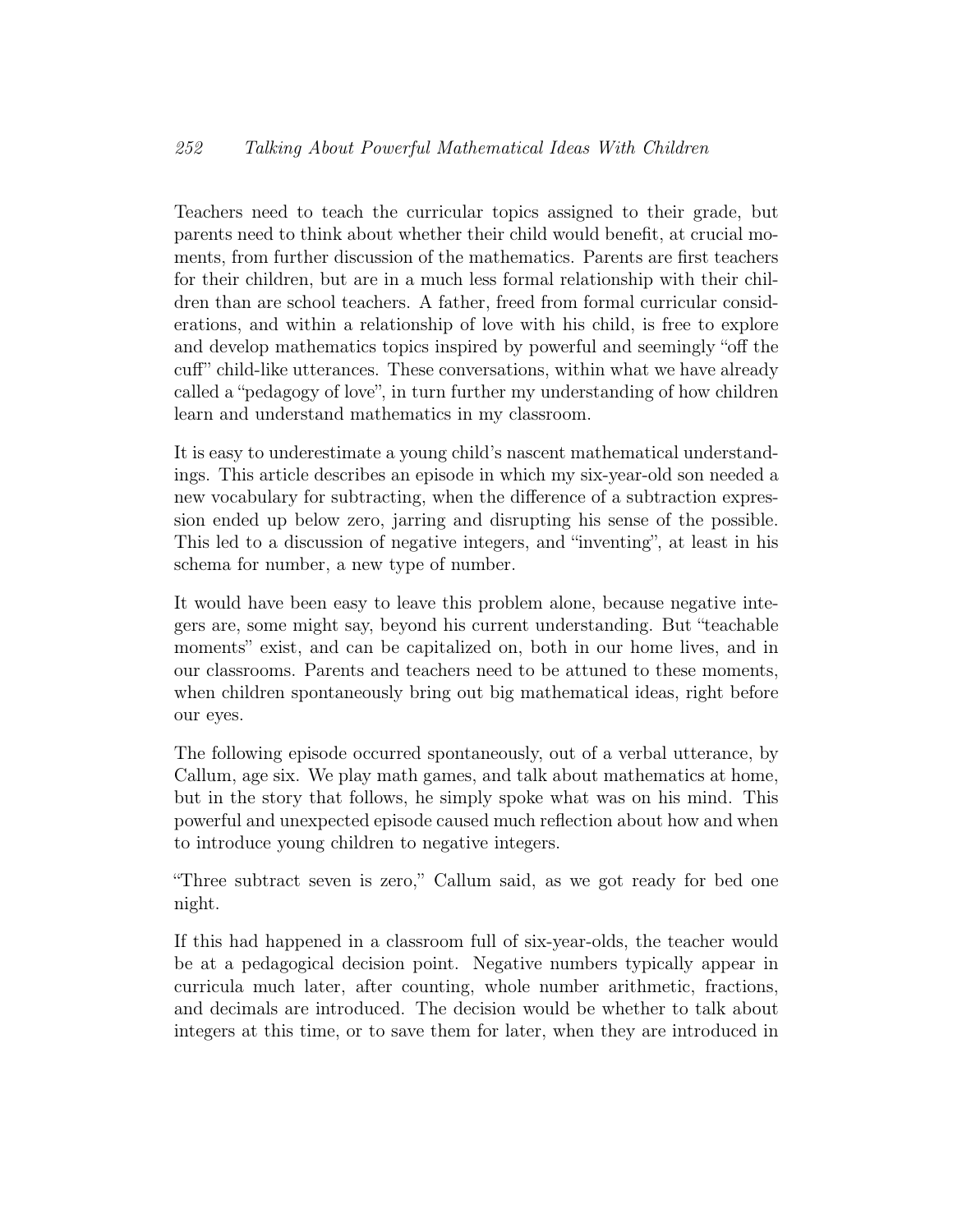Teachers need to teach the curricular topics assigned to their grade, but parents need to think about whether their child would benefit, at crucial moments, from further discussion of the mathematics. Parents are first teachers for their children, but are in a much less formal relationship with their children than are school teachers. A father, freed from formal curricular considerations, and within a relationship of love with his child, is free to explore and develop mathematics topics inspired by powerful and seemingly "off the cuff" child-like utterances. These conversations, within what we have already called a "pedagogy of love", in turn further my understanding of how children learn and understand mathematics in my classroom.

It is easy to underestimate a young child's nascent mathematical understandings. This article describes an episode in which my six-year-old son needed a new vocabulary for subtracting, when the difference of a subtraction expression ended up below zero, jarring and disrupting his sense of the possible. This led to a discussion of negative integers, and "inventing", at least in his schema for number, a new type of number.

It would have been easy to leave this problem alone, because negative integers are, some might say, beyond his current understanding. But "teachable moments" exist, and can be capitalized on, both in our home lives, and in our classrooms. Parents and teachers need to be attuned to these moments, when children spontaneously bring out big mathematical ideas, right before our eyes.

The following episode occurred spontaneously, out of a verbal utterance, by Callum, age six. We play math games, and talk about mathematics at home, but in the story that follows, he simply spoke what was on his mind. This powerful and unexpected episode caused much reflection about how and when to introduce young children to negative integers.

"Three subtract seven is zero," Callum said, as we got ready for bed one night.

If this had happened in a classroom full of six-year-olds, the teacher would be at a pedagogical decision point. Negative numbers typically appear in curricula much later, after counting, whole number arithmetic, fractions, and decimals are introduced. The decision would be whether to talk about integers at this time, or to save them for later, when they are introduced in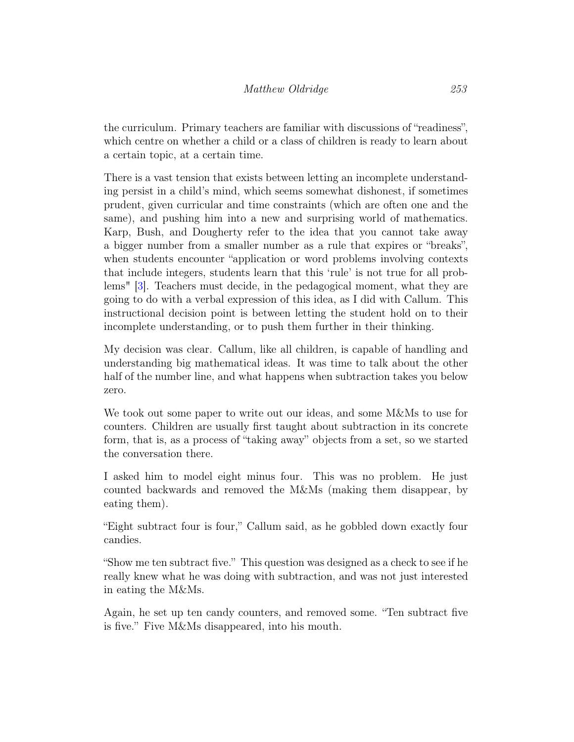the curriculum. Primary teachers are familiar with discussions of "readiness", which centre on whether a child or a class of children is ready to learn about a certain topic, at a certain time.

There is a vast tension that exists between letting an incomplete understanding persist in a child's mind, which seems somewhat dishonest, if sometimes prudent, given curricular and time constraints (which are often one and the same), and pushing him into a new and surprising world of mathematics. Karp, Bush, and Dougherty refer to the idea that you cannot take away a bigger number from a smaller number as a rule that expires or "breaks", when students encounter "application or word problems involving contexts that include integers, students learn that this 'rule' is not true for all problems" [3]. Teachers must decide, in the pedagogical moment, what they are going to do with a verbal expression of this idea, as I did with Callum. This instructional decision point is between letting the student hold on to their incomplete understanding, or to push them further in their thinking.

My decision was clear. Callum, like all children, is capable of handling and understanding big mathematical ideas. It was time to talk about the other half of the number line, and what happens when subtraction takes you below zero.

We took out some paper to write out our ideas, and some M&Ms to use for counters. Children are usually first taught about subtraction in its concrete form, that is, as a process of "taking away" objects from a set, so we started the conversation there.

I asked him to model eight minus four. This was no problem. He just counted backwards and removed the M&Ms (making them disappear, by eating them).

"Eight subtract four is four," Callum said, as he gobbled down exactly four candies.

"Show me ten subtract five." This question was designed as a check to see if he really knew what he was doing with subtraction, and was not just interested in eating the M&Ms.

Again, he set up ten candy counters, and removed some. "Ten subtract five is five." Five M&Ms disappeared, into his mouth.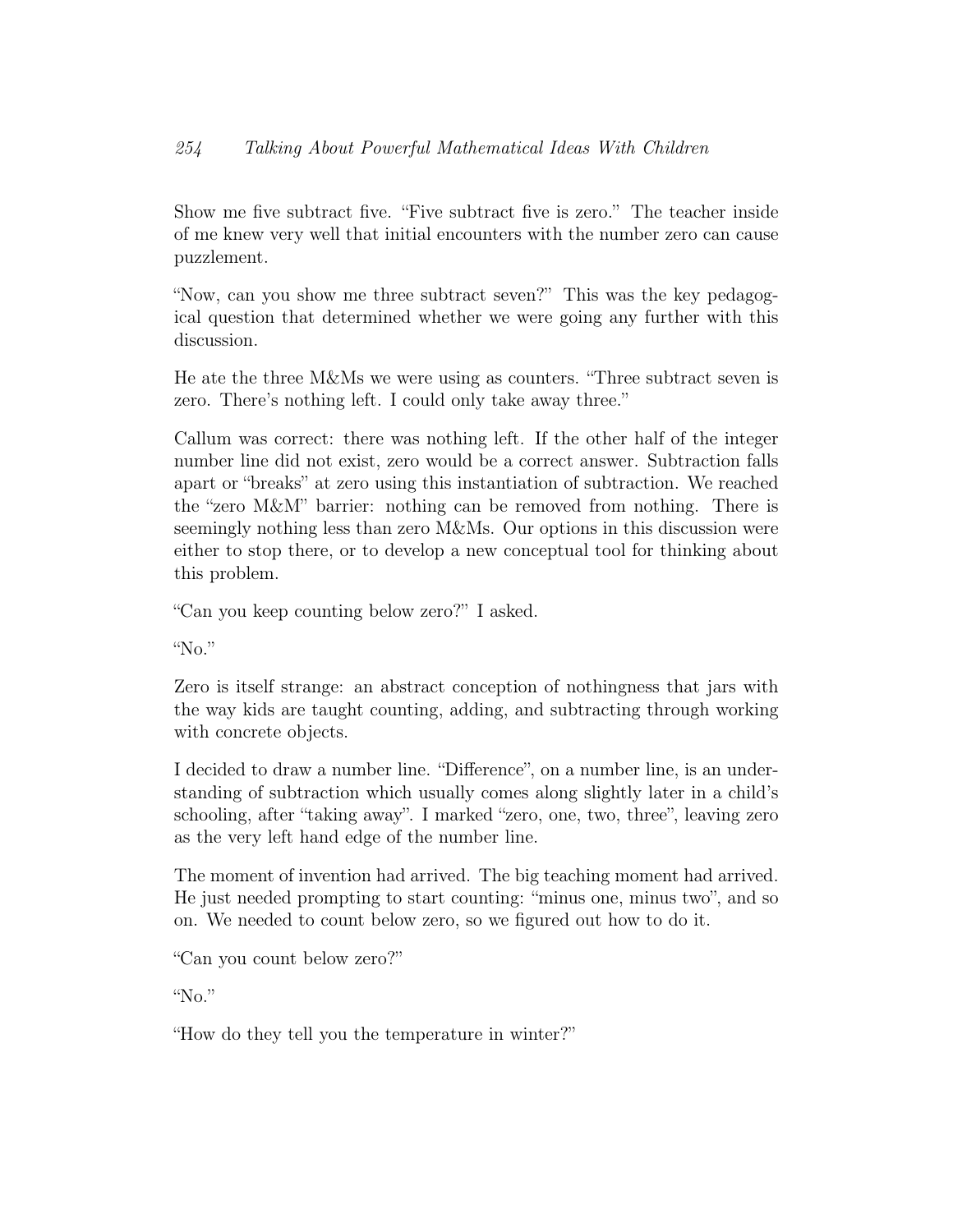Show me five subtract five. “Five subtract five is zero.” The teacher inside of me knew very well that initial encounters with the number zero can cause puzzlement.

“Now, can you show me three subtract seven?” This was the key pedagogical question that determined whether we were going any further with this discussion.

He ate the three M&Ms we were using as counters. “Three subtract seven is zero. There’s nothing left. I could only take away three.”

Callum was correct: there was nothing left. If the other half of the integer number line did not exist, zero would be a correct answer. Subtraction falls apart or “breaks” at zero using this instantiation of subtraction. We reached the “zero M&M” barrier: nothing can be removed from nothing. There is seemingly nothing less than zero M&Ms. Our options in this discussion were either to stop there, or to develop a new conceptual tool for thinking about this problem.

“Can you keep counting below zero?” I asked.

“No.”

Zero is itself strange: an abstract conception of nothingness that jars with the way kids are taught counting, adding, and subtracting through working with concrete objects.

I decided to draw a number line. “Difference”, on a number line, is an understanding of subtraction which usually comes along slightly later in a child’s schooling, after “taking away”. I marked “zero, one, two, three”, leaving zero as the very left hand edge of the number line.

The moment of invention had arrived. The big teaching moment had arrived. He just needed prompting to start counting: “minus one, minus two”, and so on. We needed to count below zero, so we figured out how to do it.

“Can you count below zero?”

“No.”

“How do they tell you the temperature in winter?”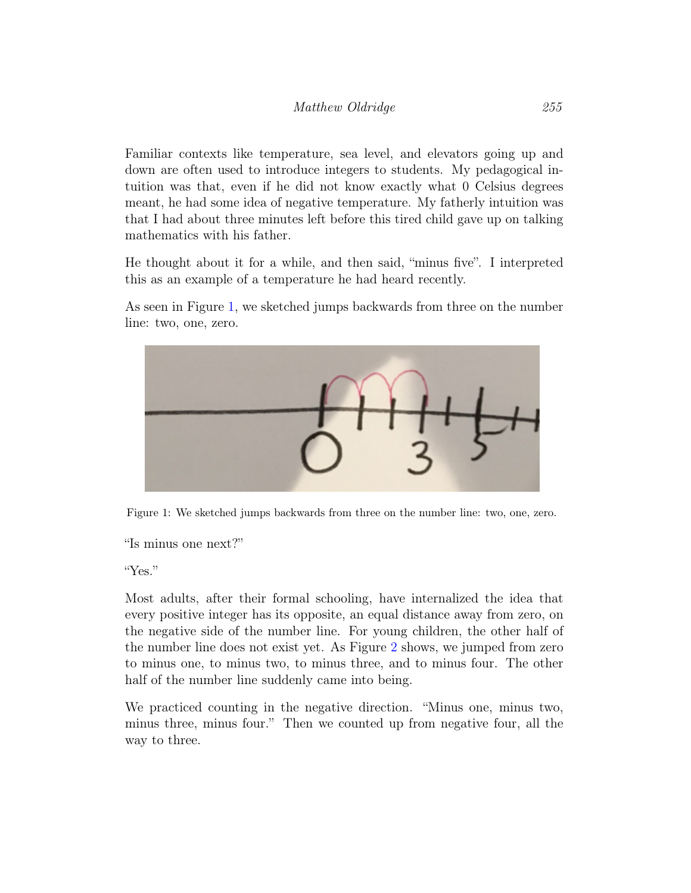Familiar contexts like temperature, sea level, and elevators going up and down are often used to introduce integers to students. My pedagogical intuition was that, even if he did not know exactly what 0 Celsius degrees meant, he had some idea of negative temperature. My fatherly intuition was that I had about three minutes left before this tired child gave up on talking mathematics with his father.

He thought about it for a while, and then said, "minus five". I interpreted this as an example of a temperature he had heard recently.

As seen in Figure 1, we sketched jumps backwards from three on the number line: two, one, zero.

Figure 1: We sketched jumps backwards from three on the number line: two, one, zero.

"Is minus one next?"

"Yes."

Most adults, after their formal schooling, have internalized the idea that every positive integer has its opposite, an equal distance away from zero, on the negative side of the number line. For young children, the other half of the number line does not exist yet. As Figure 2 shows, we jumped from zero to minus one, to minus two, to minus three, and to minus four. The other half of the number line suddenly came into being.

We practiced counting in the negative direction. "Minus one, minus two, minus three, minus four." Then we counted up from negative four, all the way to three.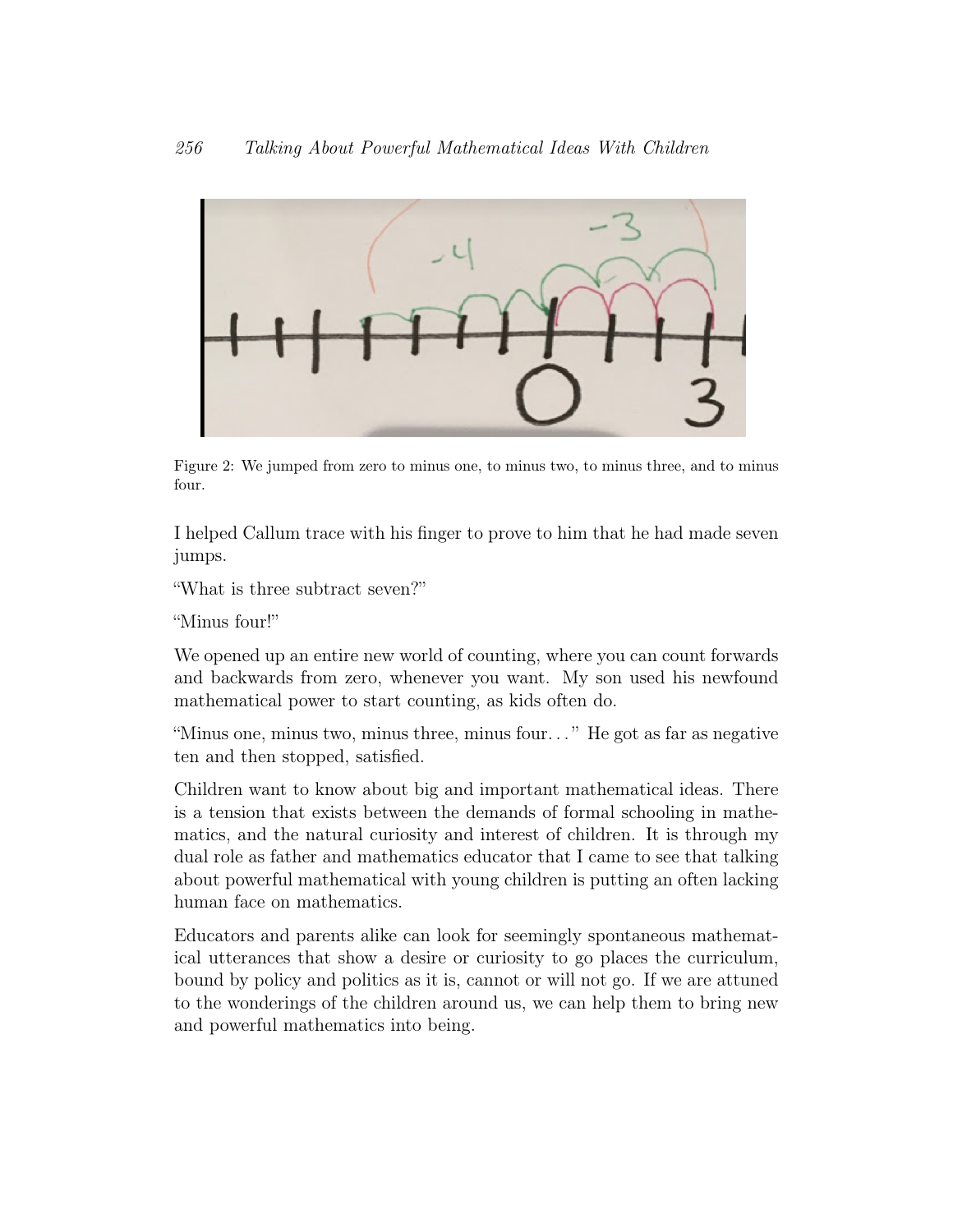Figure 2: We jumped from zero to minus one, to minus two, to minus three, and to minus four.

I helped Callum trace with his finger to prove to him that he had made seven jumps.

"What is three subtract seven?"

"Minus four!"

We opened up an entire new world of counting, where you can count forwards and backwards from zero, whenever you want. My son used his newfound mathematical power to start counting, as kids often do.

"Minus one, minus two, minus three, minus four..." He got as far as negative ten and then stopped, satisfied.

Children want to know about big and important mathematical ideas. There is a tension that exists between the demands of formal schooling in mathematics, and the natural curiosity and interest of children. It is through my dual role as father and mathematics educator that I came to see that talking about powerful mathematical with young children is putting an often lacking human face on mathematics.

Educators and parents alike can look for seemingly spontaneous mathematical utterances that show a desire or curiosity to go places the curriculum, bound by policy and politics as it is, cannot or will not go. If we are attuned to the wonderings of the children around us, we can help them to bring new and powerful mathematics into being.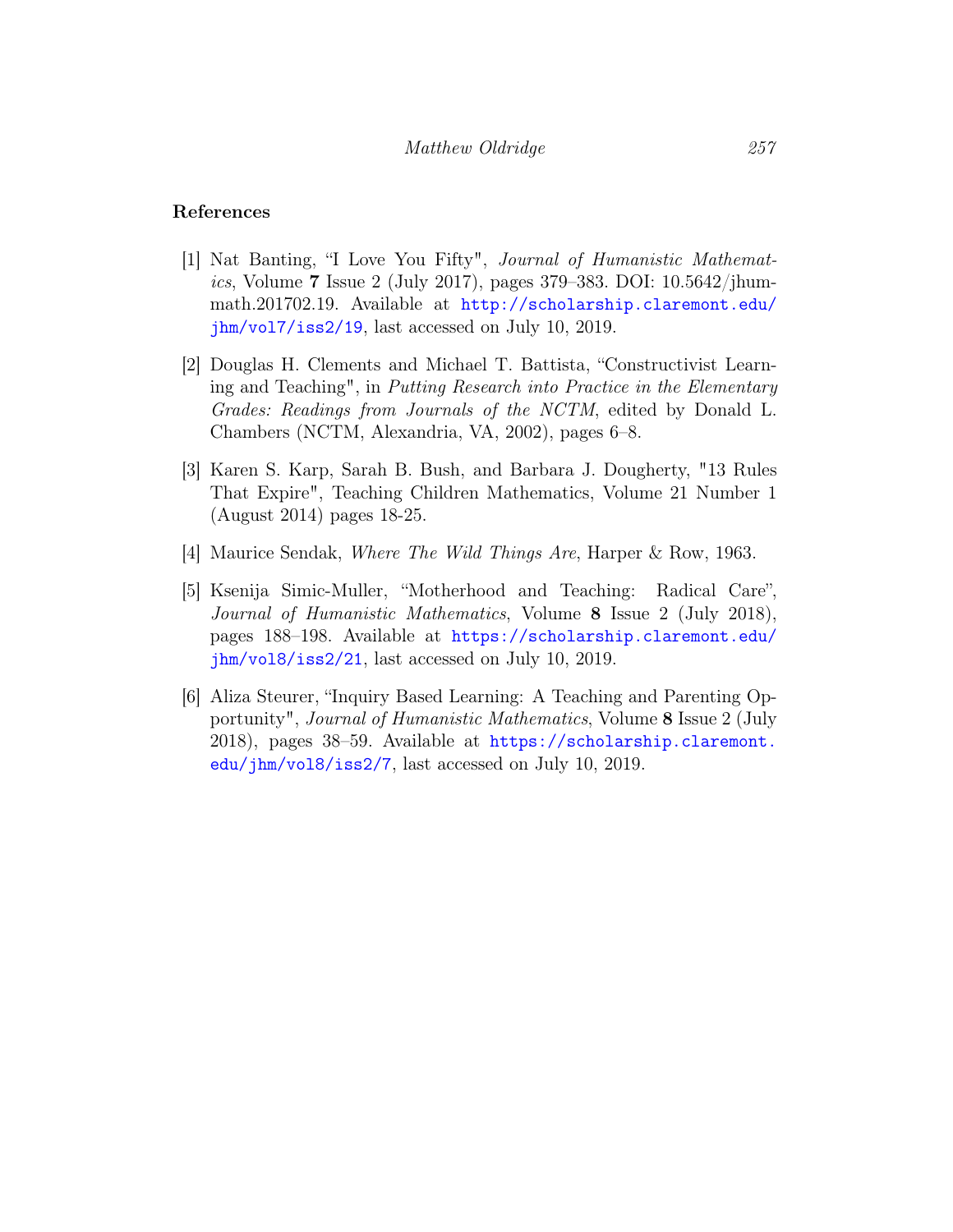## References

[1] Nat Banting, “I Love You Fifty", *Journal of Humanistic Mathematics*, Volume **7** Issue 2 (July 2017), pages 379–383. DOI: 10.5642/jhummath.201702.19. Available at http://scholarship.claremont.edu/jhm/vol7/iss2/19, last accessed on July 10, 2019.

[2] Douglas H. Clements and Michael T. Battista, “Constructivist Learning and Teaching", in *Putting Research into Practice in the Elementary Grades: Readings from Journals of the NCTM*, edited by Donald L. Chambers (NCTM, Alexandria, VA, 2002), pages 6–8.

[3] Karen S. Karp, Sarah B. Bush, and Barbara J. Dougherty, "13 Rules That Expire", Teaching Children Mathematics, Volume 21 Number 1 (August 2014) pages 18-25.

[4] Maurice Sendak, *Where The Wild Things Are*, Harper & Row, 1963.

[5] Ksenija Simic-Muller, “Motherhood and Teaching: Radical Care”, *Journal of Humanistic Mathematics*, Volume **8** Issue 2 (July 2018), pages 188–198. Available at https://scholarship.claremont.edu/jhm/vol8/iss2/21, last accessed on July 10, 2019.

[6] Aliza Steurer, “Inquiry Based Learning: A Teaching and Parenting Opportunity", *Journal of Humanistic Mathematics*, Volume **8** Issue 2 (July 2018), pages 38–59. Available at https://scholarship.claremont.edu/jhm/vol8/iss2/7, last accessed on July 10, 2019.